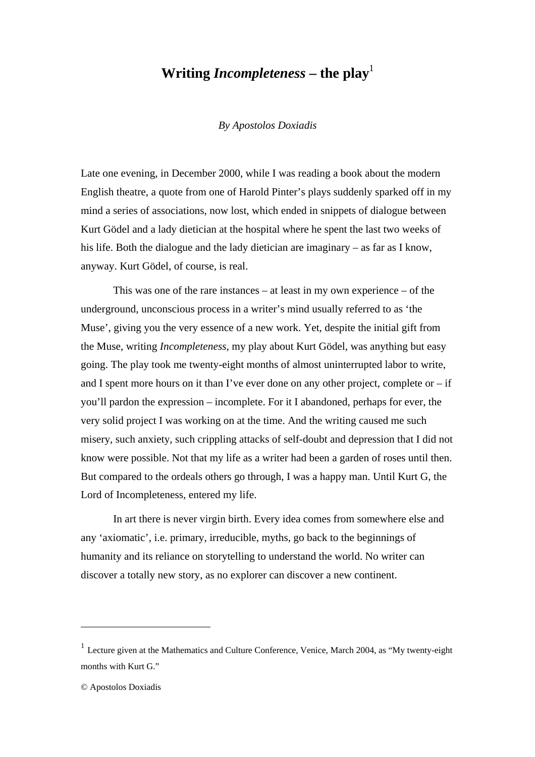# Writing *Incompleteness* – the play[1]

*By Apostolos Doxiadis*

Late one evening, in December 2000, while I was reading a book about the modern English theatre, a quote from one of Harold Pinter's plays suddenly sparked off in my mind a series of associations, now lost, which ended in snippets of dialogue between Kurt Gödel and a lady dietician at the hospital where he spent the last two weeks of his life. Both the dialogue and the lady dietician are imaginary – as far as I know, anyway. Kurt Gödel, of course, is real.

This was one of the rare instances – at least in my own experience – of the underground, unconscious process in a writer's mind usually referred to as 'the Muse', giving you the very essence of a new work. Yet, despite the initial gift from the Muse, writing *Incompleteness*, my play about Kurt Gödel, was anything but easy going. The play took me twenty-eight months of almost uninterrupted labor to write, and I spent more hours on it than I've ever done on any other project, complete or – if you'll pardon the expression – incomplete. For it I abandoned, perhaps for ever, the very solid project I was working on at the time. And the writing caused me such misery, such anxiety, such crippling attacks of self-doubt and depression that I did not know were possible. Not that my life as a writer had been a garden of roses until then. But compared to the ordeals others go through, I was a happy man. Until Kurt G, the Lord of Incompleteness, entered my life.

In art there is never virgin birth. Every idea comes from somewhere else and any 'axiomatic', i.e. primary, irreducible, myths, go back to the beginnings of humanity and its reliance on storytelling to understand the world. No writer can discover a totally new story, as no explorer can discover a new continent.

---

[1] Lecture given at the Mathematics and Culture Conference, Venice, March 2004, as "My twenty-eight months with Kurt G."

© Apostolos Doxiadis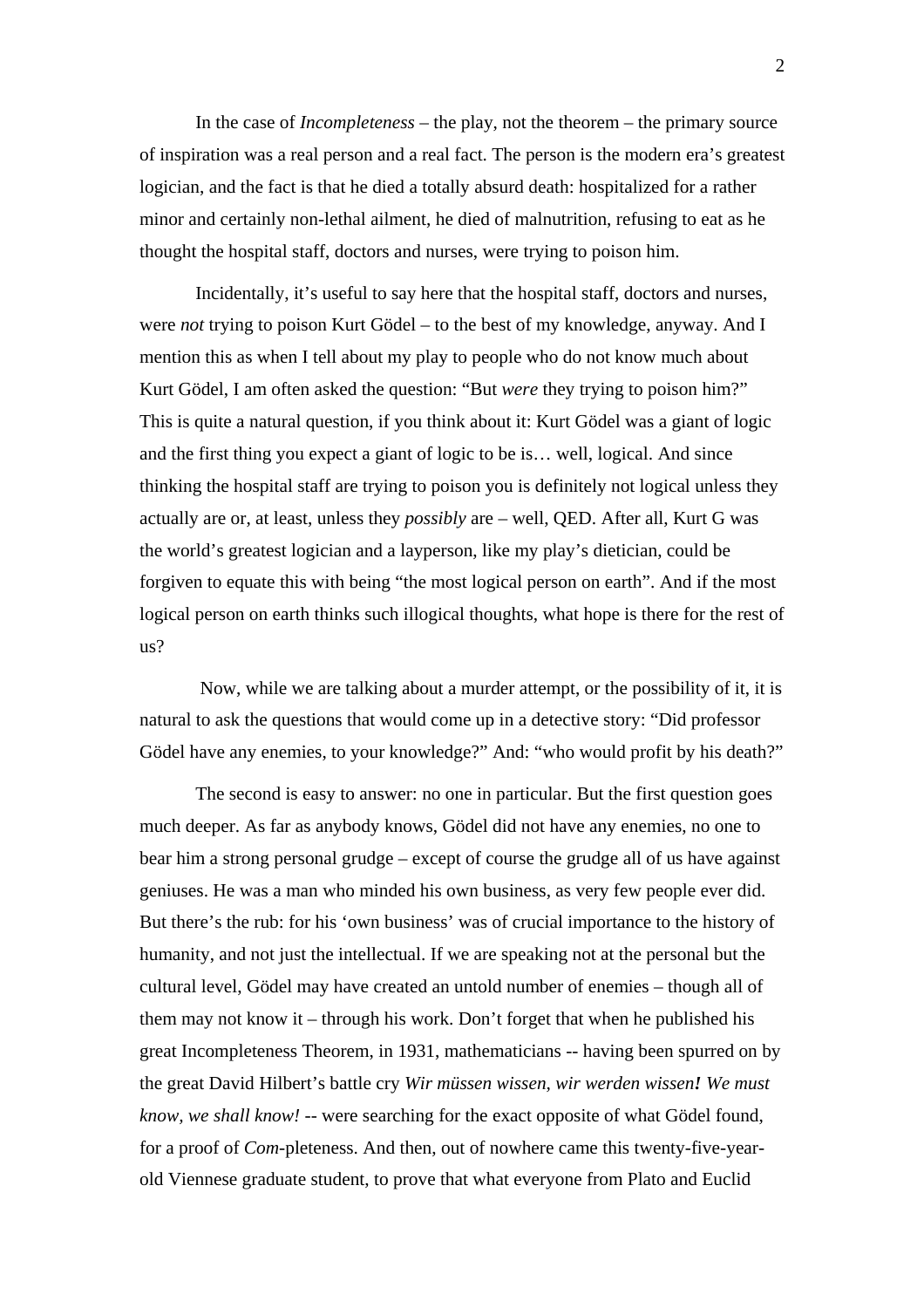In the case of *Incompleteness* – the play, not the theorem – the primary source of inspiration was a real person and a real fact. The person is the modern era's greatest logician, and the fact is that he died a totally absurd death: hospitalized for a rather minor and certainly non-lethal ailment, he died of malnutrition, refusing to eat as he thought the hospital staff, doctors and nurses, were trying to poison him.

Incidentally, it's useful to say here that the hospital staff, doctors and nurses, were *not* trying to poison Kurt Gödel – to the best of my knowledge, anyway. And I mention this as when I tell about my play to people who do not know much about Kurt Gödel, I am often asked the question: "But *were* they trying to poison him?" This is quite a natural question, if you think about it: Kurt Gödel was a giant of logic and the first thing you expect a giant of logic to be is… well, logical. And since thinking the hospital staff are trying to poison you is definitely not logical unless they actually are or, at least, unless they *possibly* are – well, QED. After all, Kurt G was the world's greatest logician and a layperson, like my play's dietician, could be forgiven to equate this with being "the most logical person on earth". And if the most logical person on earth thinks such illogical thoughts, what hope is there for the rest of us?

Now, while we are talking about a murder attempt, or the possibility of it, it is natural to ask the questions that would come up in a detective story: "Did professor Gödel have any enemies, to your knowledge?" And: "who would profit by his death?"

The second is easy to answer: no one in particular. But the first question goes much deeper. As far as anybody knows, Gödel did not have any enemies, no one to bear him a strong personal grudge – except of course the grudge all of us have against geniuses. He was a man who minded his own business, as very few people ever did. But there's the rub: for his 'own business' was of crucial importance to the history of humanity, and not just the intellectual. If we are speaking not at the personal but the cultural level, Gödel may have created an untold number of enemies – though all of them may not know it – through his work. Don't forget that when he published his great Incompleteness Theorem, in 1931, mathematicians -- having been spurred on by the great David Hilbert's battle cry *Wir müssen wissen, wir werden wissen**!** We must know, we shall know!* -- were searching for the exact opposite of what Gödel found, for a proof of *Com*-pleteness. And then, out of nowhere came this twenty-five-year-old Viennese graduate student, to prove that what everyone from Plato and Euclid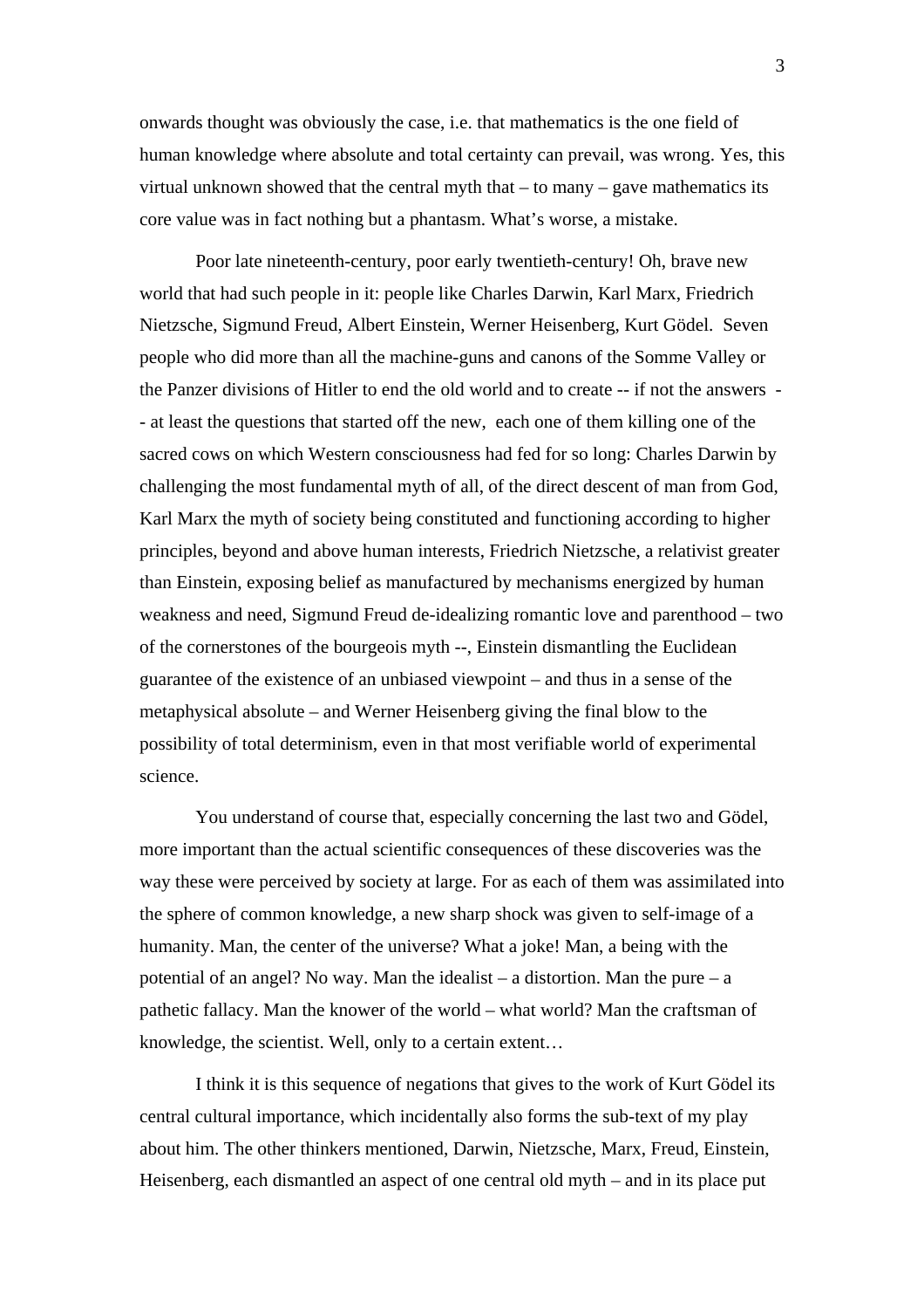onwards thought was obviously the case, i.e. that mathematics is the one field of human knowledge where absolute and total certainty can prevail, was wrong. Yes, this virtual unknown showed that the central myth that – to many – gave mathematics its core value was in fact nothing but a phantasm. What's worse, a mistake.

Poor late nineteenth-century, poor early twentieth-century! Oh, brave new world that had such people in it: people like Charles Darwin, Karl Marx, Friedrich Nietzsche, Sigmund Freud, Albert Einstein, Werner Heisenberg, Kurt Gödel. Seven people who did more than all the machine-guns and canons of the Somme Valley or the Panzer divisions of Hitler to end the old world and to create -- if not the answers -- at least the questions that started off the new, each one of them killing one of the sacred cows on which Western consciousness had fed for so long: Charles Darwin by challenging the most fundamental myth of all, of the direct descent of man from God, Karl Marx the myth of society being constituted and functioning according to higher principles, beyond and above human interests, Friedrich Nietzsche, a relativist greater than Einstein, exposing belief as manufactured by mechanisms energized by human weakness and need, Sigmund Freud de-idealizing romantic love and parenthood – two of the cornerstones of the bourgeois myth --, Einstein dismantling the Euclidean guarantee of the existence of an unbiased viewpoint – and thus in a sense of the metaphysical absolute – and Werner Heisenberg giving the final blow to the possibility of total determinism, even in that most verifiable world of experimental science.

You understand of course that, especially concerning the last two and Gödel, more important than the actual scientific consequences of these discoveries was the way these were perceived by society at large. For as each of them was assimilated into the sphere of common knowledge, a new sharp shock was given to self-image of a humanity. Man, the center of the universe? What a joke! Man, a being with the potential of an angel? No way. Man the idealist – a distortion. Man the pure – a pathetic fallacy. Man the knower of the world – what world? Man the craftsman of knowledge, the scientist. Well, only to a certain extent…

I think it is this sequence of negations that gives to the work of Kurt Gödel its central cultural importance, which incidentally also forms the sub-text of my play about him. The other thinkers mentioned, Darwin, Nietzsche, Marx, Freud, Einstein, Heisenberg, each dismantled an aspect of one central old myth – and in its place put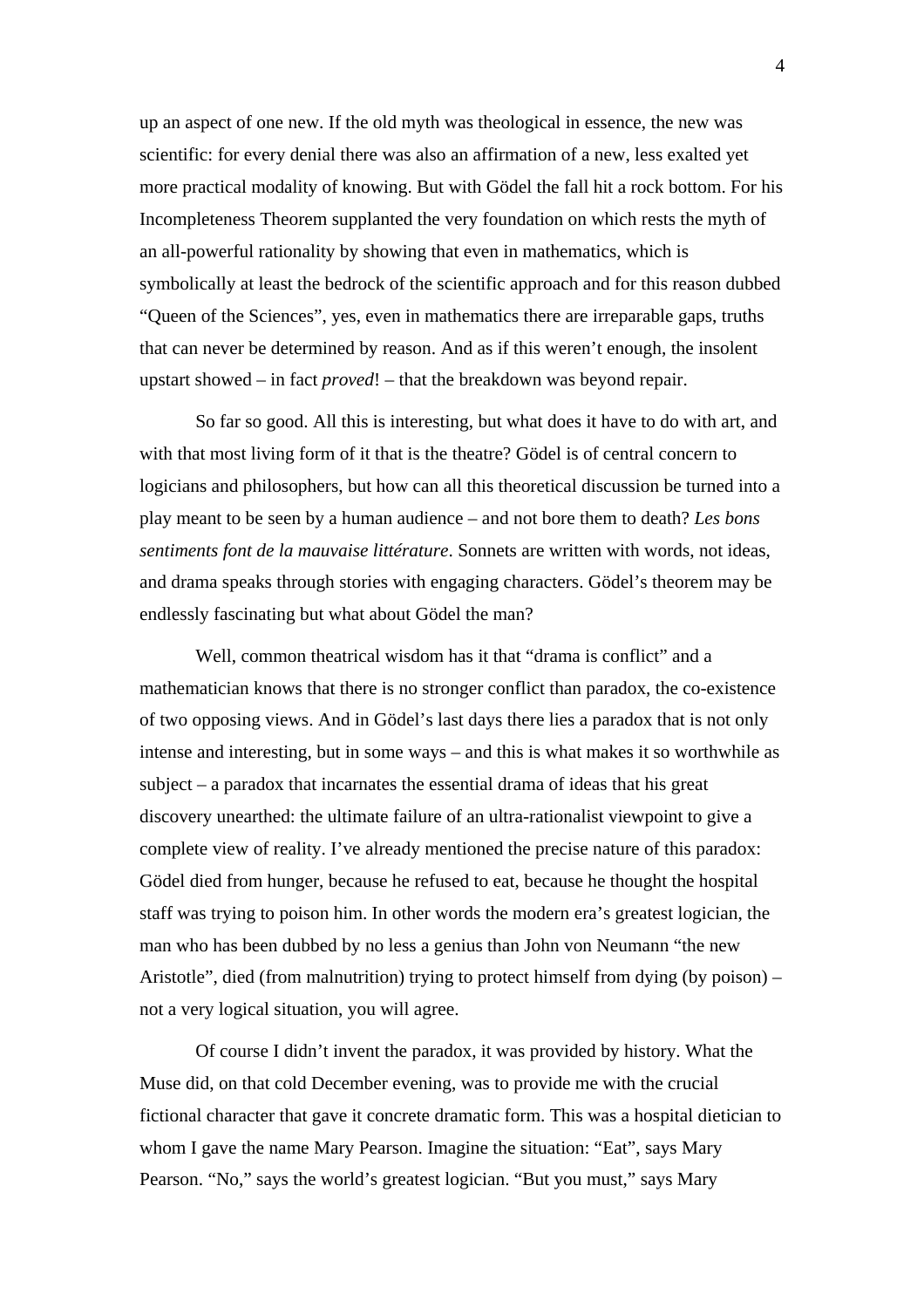up an aspect of one new. If the old myth was theological in essence, the new was scientific: for every denial there was also an affirmation of a new, less exalted yet more practical modality of knowing. But with Gödel the fall hit a rock bottom. For his Incompleteness Theorem supplanted the very foundation on which rests the myth of an all-powerful rationality by showing that even in mathematics, which is symbolically at least the bedrock of the scientific approach and for this reason dubbed "Queen of the Sciences", yes, even in mathematics there are irreparable gaps, truths that can never be determined by reason. And as if this weren't enough, the insolent upstart showed – in fact *proved*! – that the breakdown was beyond repair.

So far so good. All this is interesting, but what does it have to do with art, and with that most living form of it that is the theatre? Gödel is of central concern to logicians and philosophers, but how can all this theoretical discussion be turned into a play meant to be seen by a human audience – and not bore them to death? *Les bons sentiments font de la mauvaise littérature*. Sonnets are written with words, not ideas, and drama speaks through stories with engaging characters. Gödel's theorem may be endlessly fascinating but what about Gödel the man?

Well, common theatrical wisdom has it that "drama is conflict" and a mathematician knows that there is no stronger conflict than paradox, the co-existence of two opposing views. And in Gödel's last days there lies a paradox that is not only intense and interesting, but in some ways – and this is what makes it so worthwhile as subject – a paradox that incarnates the essential drama of ideas that his great discovery unearthed: the ultimate failure of an ultra-rationalist viewpoint to give a complete view of reality. I've already mentioned the precise nature of this paradox: Gödel died from hunger, because he refused to eat, because he thought the hospital staff was trying to poison him. In other words the modern era's greatest logician, the man who has been dubbed by no less a genius than John von Neumann "the new Aristotle", died (from malnutrition) trying to protect himself from dying (by poison) – not a very logical situation, you will agree.

Of course I didn't invent the paradox, it was provided by history. What the Muse did, on that cold December evening, was to provide me with the crucial fictional character that gave it concrete dramatic form. This was a hospital dietician to whom I gave the name Mary Pearson. Imagine the situation: "Eat", says Mary Pearson. "No," says the world's greatest logician. "But you must," says Mary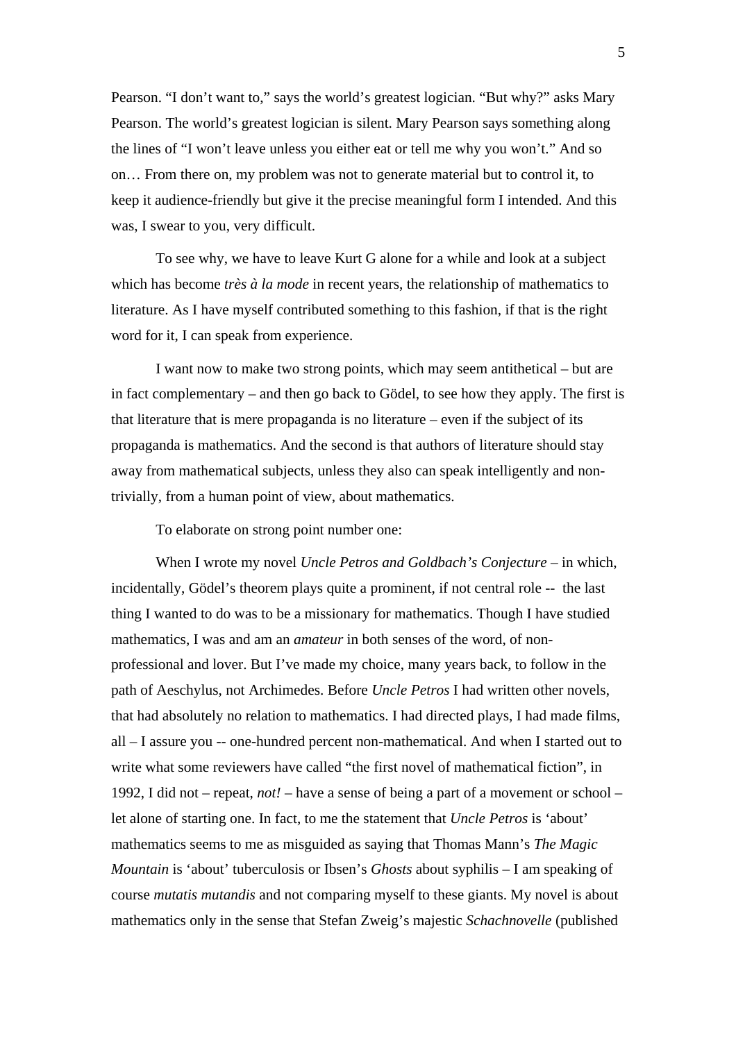Pearson. "I don't want to," says the world's greatest logician. "But why?" asks Mary Pearson. The world's greatest logician is silent. Mary Pearson says something along the lines of "I won't leave unless you either eat or tell me why you won't." And so on… From there on, my problem was not to generate material but to control it, to keep it audience-friendly but give it the precise meaningful form I intended. And this was, I swear to you, very difficult.

To see why, we have to leave Kurt G alone for a while and look at a subject which has become *très à la mode* in recent years, the relationship of mathematics to literature. As I have myself contributed something to this fashion, if that is the right word for it, I can speak from experience.

I want now to make two strong points, which may seem antithetical – but are in fact complementary – and then go back to Gödel, to see how they apply. The first is that literature that is mere propaganda is no literature – even if the subject of its propaganda is mathematics. And the second is that authors of literature should stay away from mathematical subjects, unless they also can speak intelligently and non-trivially, from a human point of view, about mathematics.

To elaborate on strong point number one:

When I wrote my novel *Uncle Petros and Goldbach's Conjecture* – in which, incidentally, Gödel's theorem plays quite a prominent, if not central role -- the last thing I wanted to do was to be a missionary for mathematics. Though I have studied mathematics, I was and am an *amateur* in both senses of the word, of non-professional and lover. But I've made my choice, many years back, to follow in the path of Aeschylus, not Archimedes. Before *Uncle Petros* I had written other novels, that had absolutely no relation to mathematics. I had directed plays, I had made films, all – I assure you -- one-hundred percent non-mathematical. And when I started out to write what some reviewers have called "the first novel of mathematical fiction", in 1992, I did not – repeat, *not!* – have a sense of being a part of a movement or school – let alone of starting one. In fact, to me the statement that *Uncle Petros* is 'about' mathematics seems to me as misguided as saying that Thomas Mann's *The Magic Mountain* is 'about' tuberculosis or Ibsen's *Ghosts* about syphilis – I am speaking of course *mutatis mutandis* and not comparing myself to these giants. My novel is about mathematics only in the sense that Stefan Zweig's majestic *Schachnovelle* (published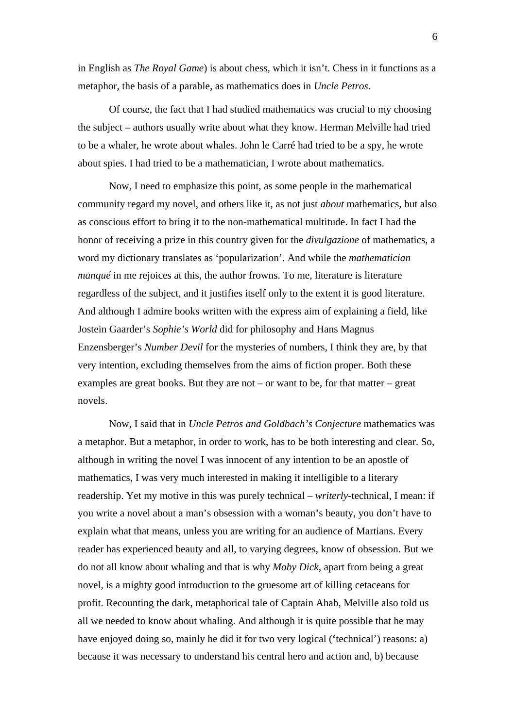in English as *The Royal Game*) is about chess, which it isn't. Chess in it functions as a metaphor, the basis of a parable, as mathematics does in *Uncle Petros*.

Of course, the fact that I had studied mathematics was crucial to my choosing the subject – authors usually write about what they know. Herman Melville had tried to be a whaler, he wrote about whales. John le Carré had tried to be a spy, he wrote about spies. I had tried to be a mathematician, I wrote about mathematics.

Now, I need to emphasize this point, as some people in the mathematical community regard my novel, and others like it, as not just *about* mathematics, but also as conscious effort to bring it to the non-mathematical multitude. In fact I had the honor of receiving a prize in this country given for the *divulgazione* of mathematics, a word my dictionary translates as 'popularization'. And while the *mathematician manqué* in me rejoices at this, the author frowns. To me, literature is literature regardless of the subject, and it justifies itself only to the extent it is good literature. And although I admire books written with the express aim of explaining a field, like Jostein Gaarder's *Sophie's World* did for philosophy and Hans Magnus Enzensberger's *Number Devil* for the mysteries of numbers, I think they are, by that very intention, excluding themselves from the aims of fiction proper. Both these examples are great books. But they are not – or want to be, for that matter – great novels.

Now, I said that in *Uncle Petros and Goldbach's Conjecture* mathematics was a metaphor. But a metaphor, in order to work, has to be both interesting and clear. So, although in writing the novel I was innocent of any intention to be an apostle of mathematics, I was very much interested in making it intelligible to a literary readership. Yet my motive in this was purely technical – *writerly*-technical, I mean: if you write a novel about a man's obsession with a woman's beauty, you don't have to explain what that means, unless you are writing for an audience of Martians. Every reader has experienced beauty and all, to varying degrees, know of obsession. But we do not all know about whaling and that is why *Moby Dick*, apart from being a great novel, is a mighty good introduction to the gruesome art of killing cetaceans for profit. Recounting the dark, metaphorical tale of Captain Ahab, Melville also told us all we needed to know about whaling. And although it is quite possible that he may have enjoyed doing so, mainly he did it for two very logical ('technical') reasons: a) because it was necessary to understand his central hero and action and, b) because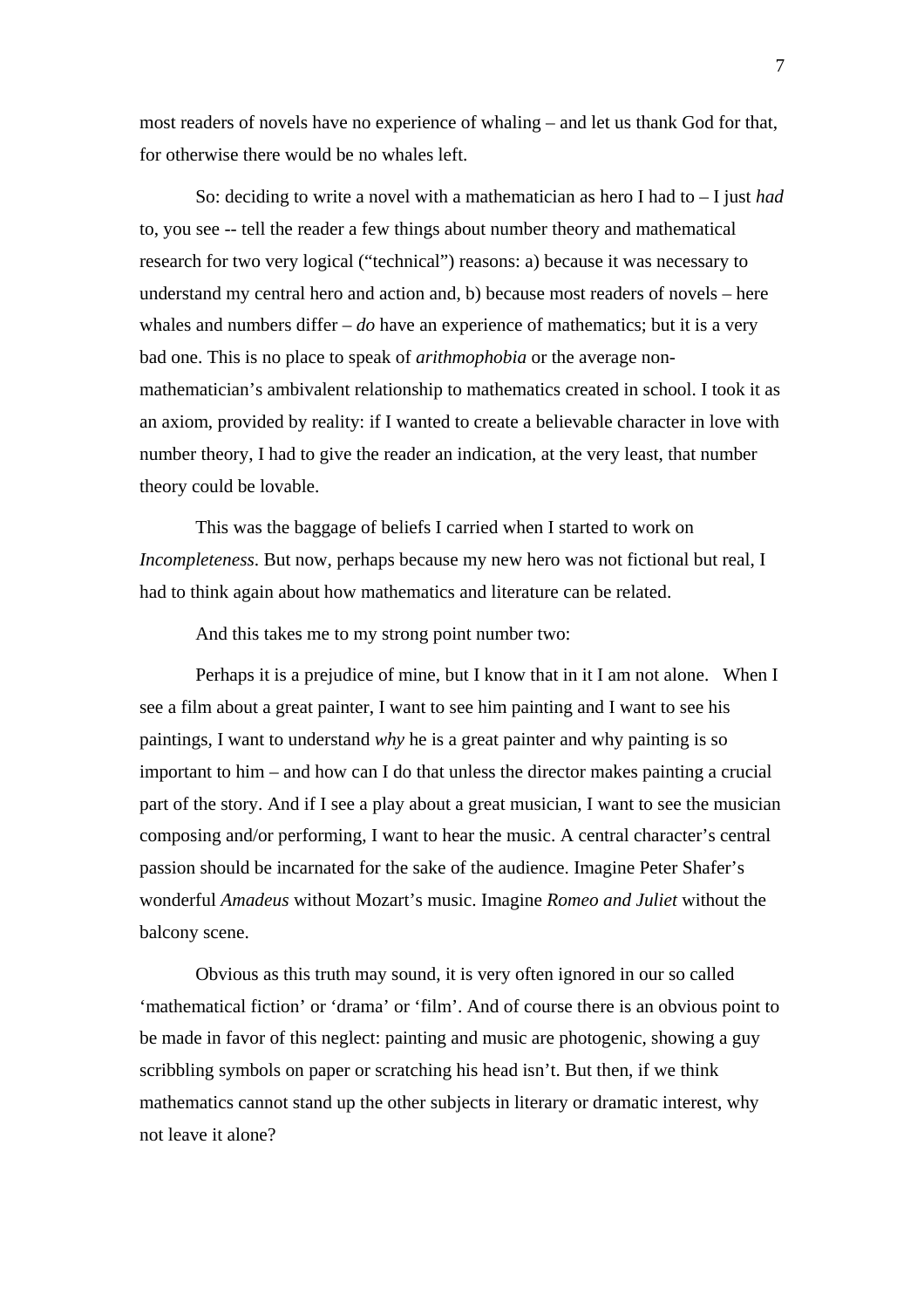most readers of novels have no experience of whaling – and let us thank God for that, for otherwise there would be no whales left.

So: deciding to write a novel with a mathematician as hero I had to – I just *had* to, you see -- tell the reader a few things about number theory and mathematical research for two very logical ("technical") reasons: a) because it was necessary to understand my central hero and action and, b) because most readers of novels – here whales and numbers differ – *do* have an experience of mathematics; but it is a very bad one. This is no place to speak of *arithmophobia* or the average non-mathematician's ambivalent relationship to mathematics created in school. I took it as an axiom, provided by reality: if I wanted to create a believable character in love with number theory, I had to give the reader an indication, at the very least, that number theory could be lovable.

This was the baggage of beliefs I carried when I started to work on *Incompleteness*. But now, perhaps because my new hero was not fictional but real, I had to think again about how mathematics and literature can be related.

And this takes me to my strong point number two:

Perhaps it is a prejudice of mine, but I know that in it I am not alone. When I see a film about a great painter, I want to see him painting and I want to see his paintings, I want to understand *why* he is a great painter and why painting is so important to him – and how can I do that unless the director makes painting a crucial part of the story. And if I see a play about a great musician, I want to see the musician composing and/or performing, I want to hear the music. A central character's central passion should be incarnated for the sake of the audience. Imagine Peter Shafer's wonderful *Amadeus* without Mozart's music. Imagine *Romeo and Juliet* without the balcony scene.

Obvious as this truth may sound, it is very often ignored in our so called 'mathematical fiction' or 'drama' or 'film'. And of course there is an obvious point to be made in favor of this neglect: painting and music are photogenic, showing a guy scribbling symbols on paper or scratching his head isn't. But then, if we think mathematics cannot stand up the other subjects in literary or dramatic interest, why not leave it alone?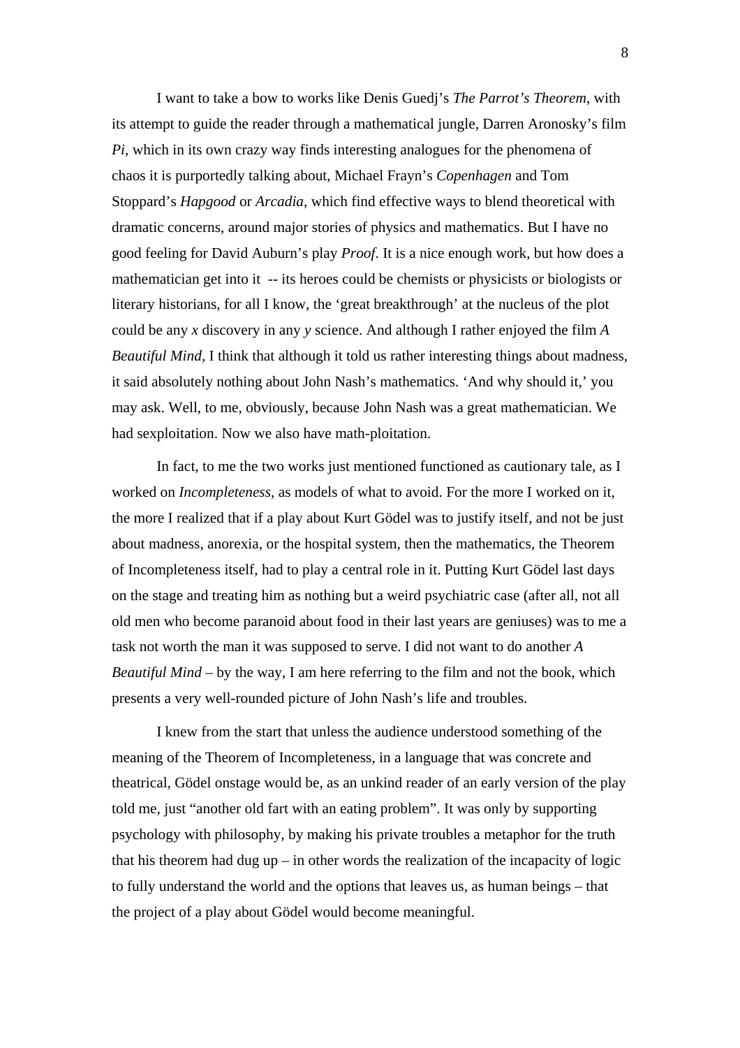I want to take a bow to works like Denis Guedj's *The Parrot's Theorem*, with its attempt to guide the reader through a mathematical jungle, Darren Aronosky's film *Pi*, which in its own crazy way finds interesting analogues for the phenomena of chaos it is purportedly talking about, Michael Frayn's *Copenhagen* and Tom Stoppard's *Hapgood* or *Arcadia*, which find effective ways to blend theoretical with dramatic concerns, around major stories of physics and mathematics. But I have no good feeling for David Auburn's play *Proof.* It is a nice enough work, but how does a mathematician get into it -- its heroes could be chemists or physicists or biologists or literary historians, for all I know, the 'great breakthrough' at the nucleus of the plot could be any *x* discovery in any *y* science. And although I rather enjoyed the film *A Beautiful Mind*, I think that although it told us rather interesting things about madness, it said absolutely nothing about John Nash's mathematics. 'And why should it,' you may ask. Well, to me, obviously, because John Nash was a great mathematician. We had sexploitation. Now we also have math-ploitation.

In fact, to me the two works just mentioned functioned as cautionary tale, as I worked on *Incompleteness*, as models of what to avoid. For the more I worked on it, the more I realized that if a play about Kurt Gödel was to justify itself, and not be just about madness, anorexia, or the hospital system, then the mathematics, the Theorem of Incompleteness itself, had to play a central role in it. Putting Kurt Gödel last days on the stage and treating him as nothing but a weird psychiatric case (after all, not all old men who become paranoid about food in their last years are geniuses) was to me a task not worth the man it was supposed to serve. I did not want to do another *A Beautiful Mind* – by the way, I am here referring to the film and not the book, which presents a very well-rounded picture of John Nash's life and troubles.

I knew from the start that unless the audience understood something of the meaning of the Theorem of Incompleteness, in a language that was concrete and theatrical, Gödel onstage would be, as an unkind reader of an early version of the play told me, just "another old fart with an eating problem". It was only by supporting psychology with philosophy, by making his private troubles a metaphor for the truth that his theorem had dug up – in other words the realization of the incapacity of logic to fully understand the world and the options that leaves us, as human beings – that the project of a play about Gödel would become meaningful.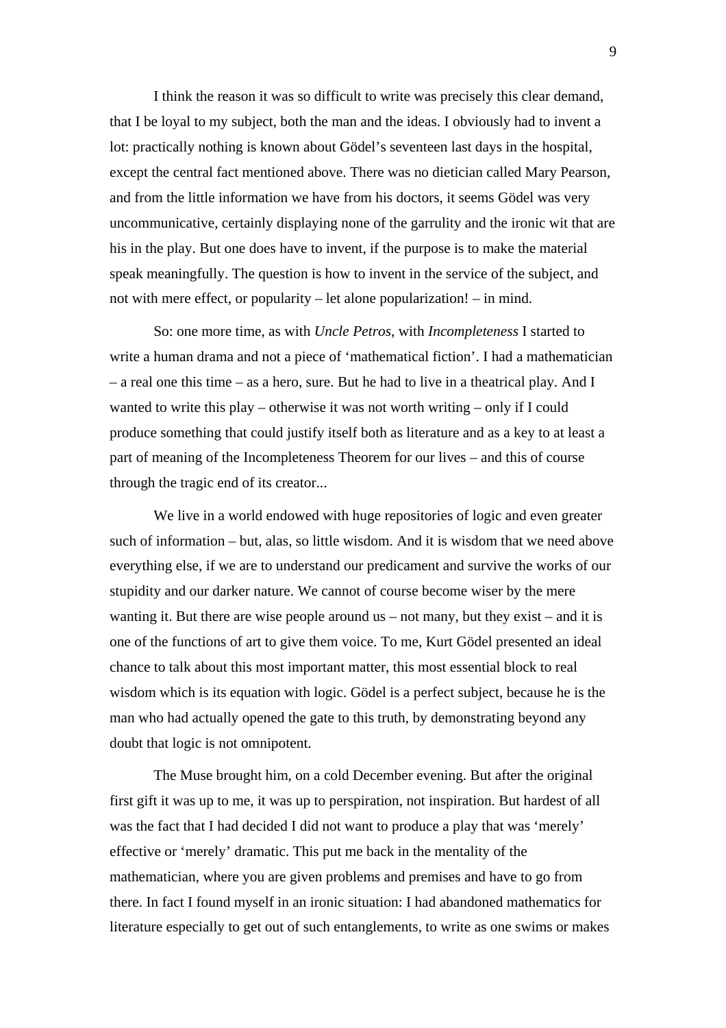I think the reason it was so difficult to write was precisely this clear demand, that I be loyal to my subject, both the man and the ideas. I obviously had to invent a lot: practically nothing is known about Gödel's seventeen last days in the hospital, except the central fact mentioned above. There was no dietician called Mary Pearson, and from the little information we have from his doctors, it seems Gödel was very uncommunicative, certainly displaying none of the garrulity and the ironic wit that are his in the play. But one does have to invent, if the purpose is to make the material speak meaningfully. The question is how to invent in the service of the subject, and not with mere effect, or popularity – let alone popularization! – in mind.

So: one more time, as with *Uncle Petros*, with *Incompleteness* I started to write a human drama and not a piece of 'mathematical fiction'. I had a mathematician – a real one this time – as a hero, sure. But he had to live in a theatrical play. And I wanted to write this play – otherwise it was not worth writing – only if I could produce something that could justify itself both as literature and as a key to at least a part of meaning of the Incompleteness Theorem for our lives – and this of course through the tragic end of its creator...

We live in a world endowed with huge repositories of logic and even greater such of information – but, alas, so little wisdom. And it is wisdom that we need above everything else, if we are to understand our predicament and survive the works of our stupidity and our darker nature. We cannot of course become wiser by the mere wanting it. But there are wise people around us – not many, but they exist – and it is one of the functions of art to give them voice. To me, Kurt Gödel presented an ideal chance to talk about this most important matter, this most essential block to real wisdom which is its equation with logic. Gödel is a perfect subject, because he is the man who had actually opened the gate to this truth, by demonstrating beyond any doubt that logic is not omnipotent.

The Muse brought him, on a cold December evening. But after the original first gift it was up to me, it was up to perspiration, not inspiration. But hardest of all was the fact that I had decided I did not want to produce a play that was 'merely' effective or 'merely' dramatic. This put me back in the mentality of the mathematician, where you are given problems and premises and have to go from there. In fact I found myself in an ironic situation: I had abandoned mathematics for literature especially to get out of such entanglements, to write as one swims or makes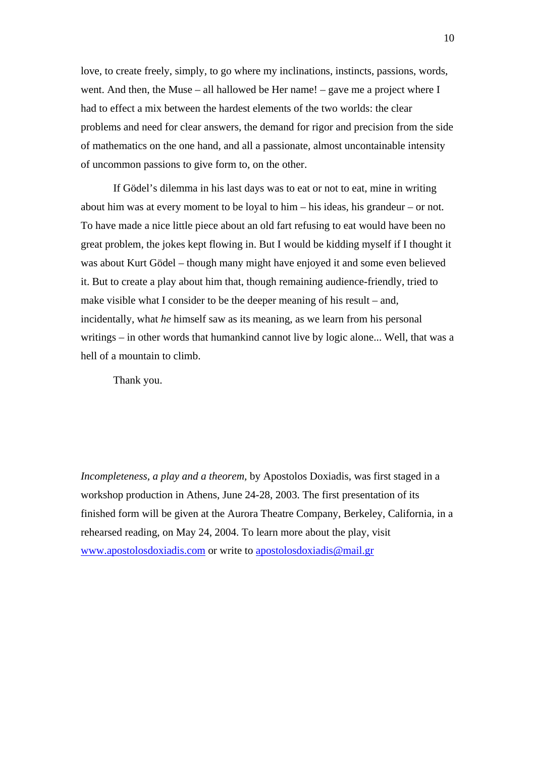love, to create freely, simply, to go where my inclinations, instincts, passions, words, went. And then, the Muse – all hallowed be Her name! – gave me a project where I had to effect a mix between the hardest elements of the two worlds: the clear problems and need for clear answers, the demand for rigor and precision from the side of mathematics on the one hand, and all a passionate, almost uncontainable intensity of uncommon passions to give form to, on the other.

If Gödel's dilemma in his last days was to eat or not to eat, mine in writing about him was at every moment to be loyal to him – his ideas, his grandeur – or not. To have made a nice little piece about an old fart refusing to eat would have been no great problem, the jokes kept flowing in. But I would be kidding myself if I thought it was about Kurt Gödel – though many might have enjoyed it and some even believed it. But to create a play about him that, though remaining audience-friendly, tried to make visible what I consider to be the deeper meaning of his result – and, incidentally, what *he* himself saw as its meaning, as we learn from his personal writings – in other words that humankind cannot live by logic alone... Well, that was a hell of a mountain to climb.

Thank you.

*Incompleteness, a play and a theorem*, by Apostolos Doxiadis, was first staged in a workshop production in Athens, June 24-28, 2003. The first presentation of its finished form will be given at the Aurora Theatre Company, Berkeley, California, in a rehearsed reading, on May 24, 2004. To learn more about the play, visit [www.apostolosdoxiadis.com](http://www.apostolosdoxiadis.com) or write to [apostolosdoxiadis@mail.gr](mailto:apostolosdoxiadis@mail.gr)